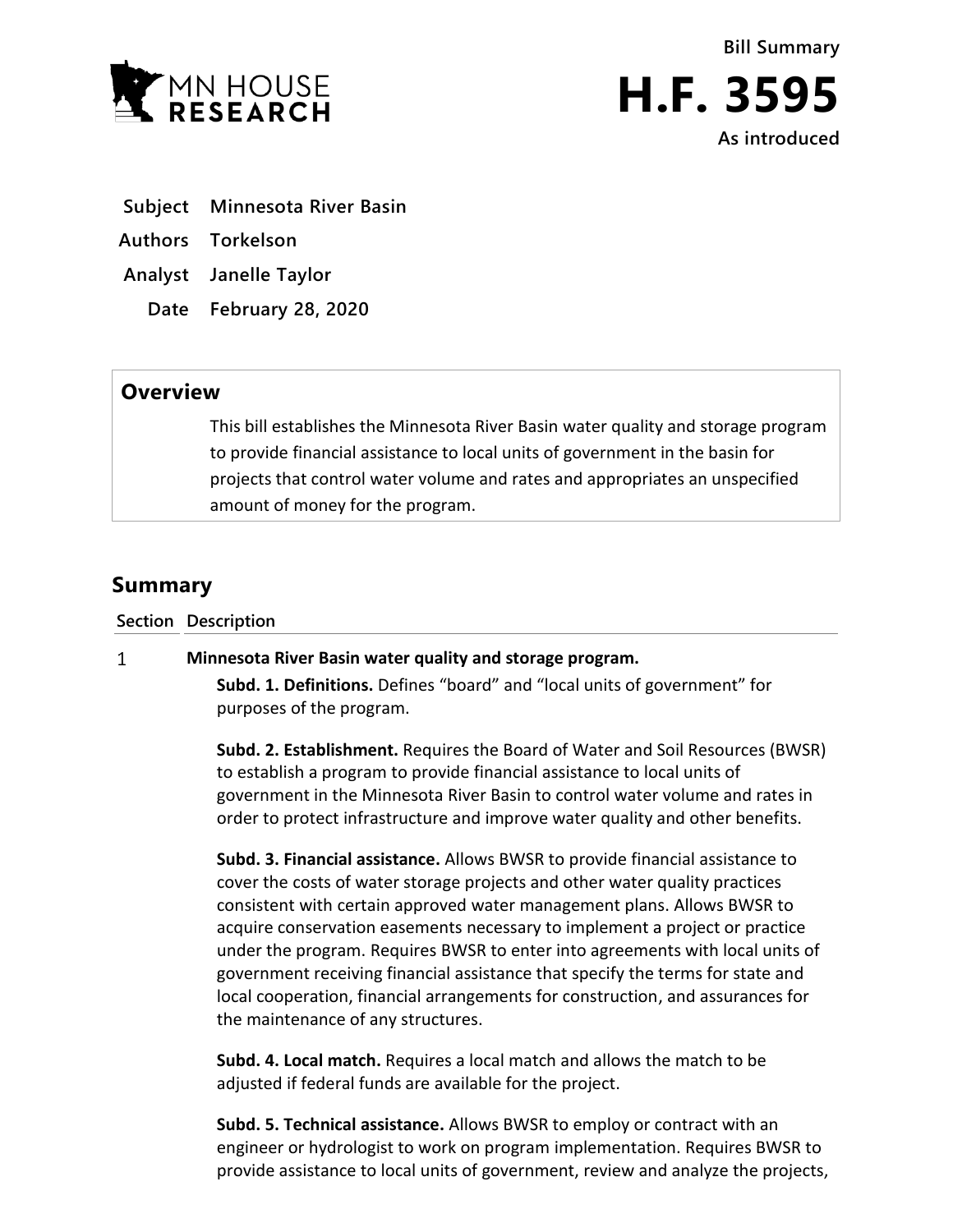**Bill Summary**

# H.F. 3595

**As introduced**

| | |
|---|---|
| **Subject** | **Minnesota River Basin** |
| **Authors** | **Torkelson** |
| **Analyst** | **Janelle Taylor** |
| **Date** | **February 28, 2020** |

## Overview

This bill establishes the Minnesota River Basin water quality and storage program to provide financial assistance to local units of government in the basin for projects that control water volume and rates and appropriates an unspecified amount of money for the program.

## Summary

**Section Description**

1 **Minnesota River Basin water quality and storage program.**

**Subd. 1. Definitions.** Defines "board" and "local units of government" for purposes of the program.

**Subd. 2. Establishment.** Requires the Board of Water and Soil Resources (BWSR) to establish a program to provide financial assistance to local units of government in the Minnesota River Basin to control water volume and rates in order to protect infrastructure and improve water quality and other benefits.

**Subd. 3. Financial assistance.** Allows BWSR to provide financial assistance to cover the costs of water storage projects and other water quality practices consistent with certain approved water management plans. Allows BWSR to acquire conservation easements necessary to implement a project or practice under the program. Requires BWSR to enter into agreements with local units of government receiving financial assistance that specify the terms for state and local cooperation, financial arrangements for construction, and assurances for the maintenance of any structures.

**Subd. 4. Local match.** Requires a local match and allows the match to be adjusted if federal funds are available for the project.

**Subd. 5. Technical assistance.** Allows BWSR to employ or contract with an engineer or hydrologist to work on program implementation. Requires BWSR to provide assistance to local units of government, review and analyze the projects,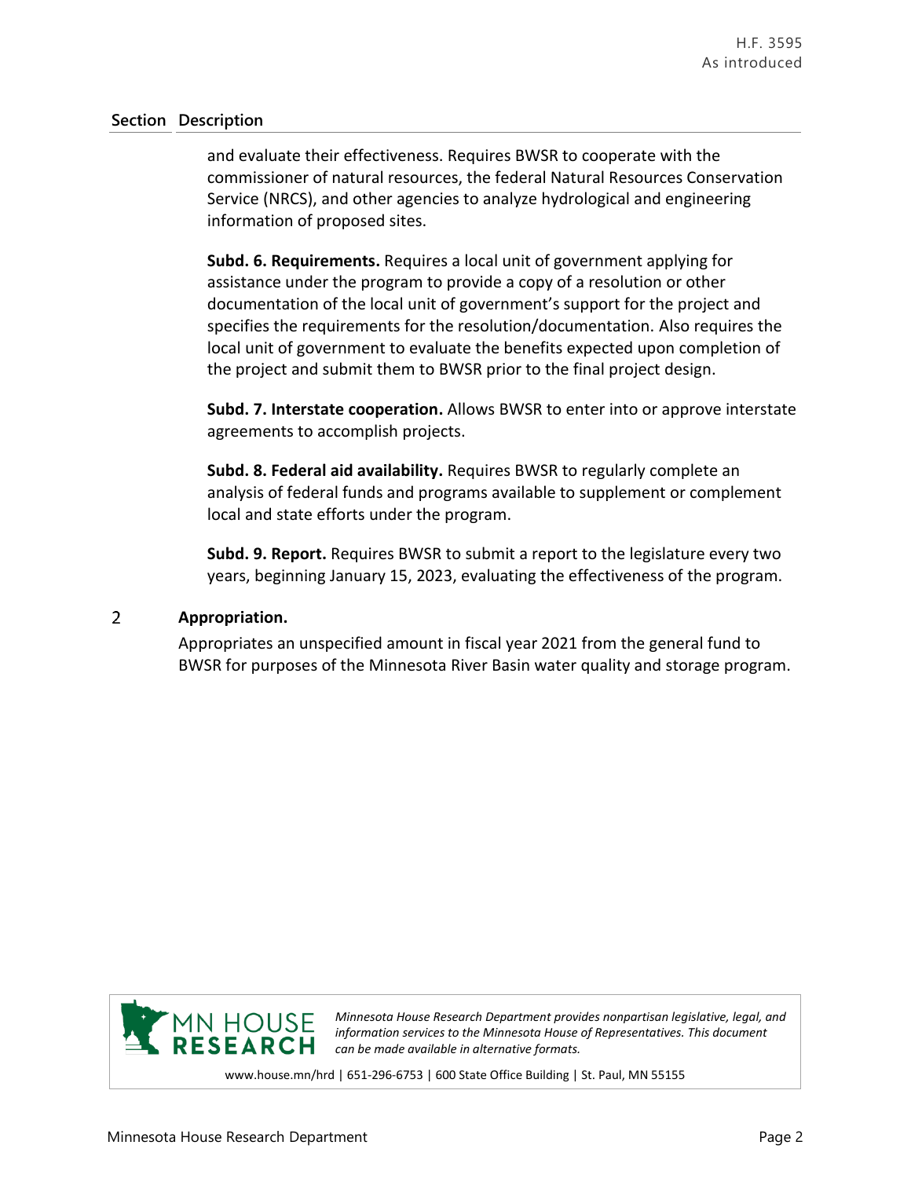| Section | Description |
|---|---|
| | and evaluate their effectiveness. Requires BWSR to cooperate with the commissioner of natural resources, the federal Natural Resources Conservation Service (NRCS), and other agencies to analyze hydrological and engineering information of proposed sites. |
| | **Subd. 6. Requirements.** Requires a local unit of government applying for assistance under the program to provide a copy of a resolution or other documentation of the local unit of government's support for the project and specifies the requirements for the resolution/documentation. Also requires the local unit of government to evaluate the benefits expected upon completion of the project and submit them to BWSR prior to the final project design. |
| | **Subd. 7. Interstate cooperation.** Allows BWSR to enter into or approve interstate agreements to accomplish projects. |
| | **Subd. 8. Federal aid availability.** Requires BWSR to regularly complete an analysis of federal funds and programs available to supplement or complement local and state efforts under the program. |
| | **Subd. 9. Report.** Requires BWSR to submit a report to the legislature every two years, beginning January 15, 2023, evaluating the effectiveness of the program. |
| 2 | **Appropriation.** |
| | Appropriates an unspecified amount in fiscal year 2021 from the general fund to BWSR for purposes of the Minnesota River Basin water quality and storage program. |

MN HOUSE RESEARCH

*Minnesota House Research Department provides nonpartisan legislative, legal, and information services to the Minnesota House of Representatives. This document can be made available in alternative formats.*

www.house.mn/hrd | 651-296-6753 | 600 State Office Building | St. Paul, MN 55155